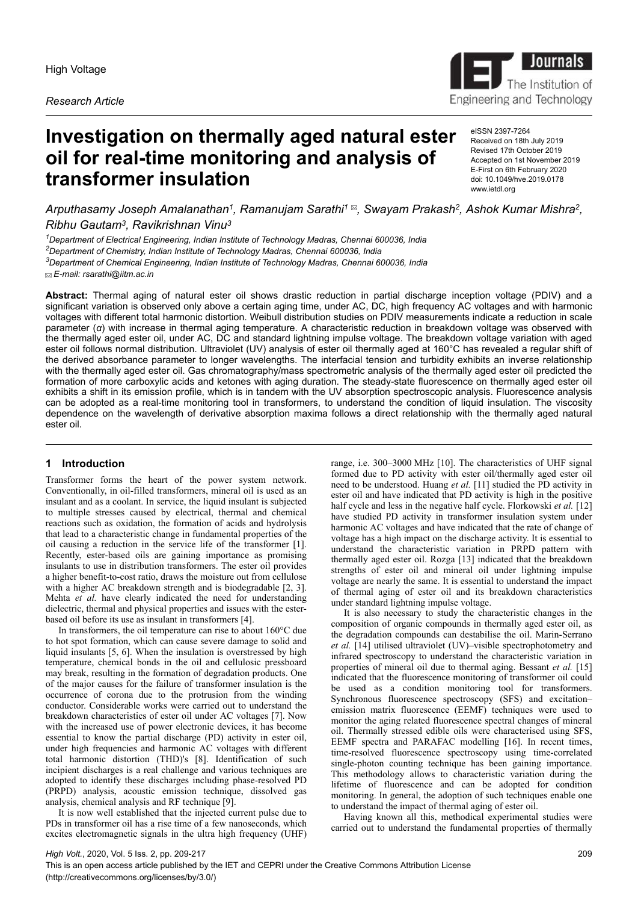High Voltage

*Research Article*

# Investigation on thermally aged natural ester oil for real-time monitoring and analysis of transformer insulation

eISSN 2397-7264
Received on 18th July 2019
Revised 17th October 2019
Accepted on 1st November 2019
E-First on 6th February 2020
doi: 10.1049/hve.2019.0178
www.ietdl.org

*Arputhasamy Joseph Amalanathan[1], Ramanujam Sarathi[1] ✉, Swayam Prakash[2], Ashok Kumar Mishra[2], Ribhu Gautam[3], Ravikrishnan Vinu[3]*

*[1]Department of Electrical Engineering, Indian Institute of Technology Madras, Chennai 600036, India*
*[2]Department of Chemistry, Indian Institute of Technology Madras, Chennai 600036, India*
*[3]Department of Chemical Engineering, Indian Institute of Technology Madras, Chennai 600036, India*
✉ *E-mail: rsarathi@iitm.ac.in*

**Abstract:** Thermal aging of natural ester oil shows drastic reduction in partial discharge inception voltage (PDIV) and a significant variation is observed only above a certain aging time, under AC, DC, high frequency AC voltages and with harmonic voltages with different total harmonic distortion. Weibull distribution studies on PDIV measurements indicate a reduction in scale parameter ($\alpha$) with increase in thermal aging temperature. A characteristic reduction in breakdown voltage was observed with the thermally aged ester oil, under AC, DC and standard lightning impulse voltage. The breakdown voltage variation with aged ester oil follows normal distribution. Ultraviolet (UV) analysis of ester oil thermally aged at 160°C has revealed a regular shift of the derived absorbance parameter to longer wavelengths. The interfacial tension and turbidity exhibits an inverse relationship with the thermally aged ester oil. Gas chromatography/mass spectrometric analysis of the thermally aged ester oil predicted the formation of more carboxylic acids and ketones with aging duration. The steady-state fluorescence on thermally aged ester oil exhibits a shift in its emission profile, which is in tandem with the UV absorption spectroscopic analysis. Fluorescence analysis can be adopted as a real-time monitoring tool in transformers, to understand the condition of liquid insulation. The viscosity dependence on the wavelength of derivative absorption maxima follows a direct relationship with the thermally aged natural ester oil.

## 1 Introduction

Transformer forms the heart of the power system network. Conventionally, in oil-filled transformers, mineral oil is used as an insulant and as a coolant. In service, the liquid insulant is subjected to multiple stresses caused by electrical, thermal and chemical reactions such as oxidation, the formation of acids and hydrolysis that lead to a characteristic change in fundamental properties of the oil causing a reduction in the service life of the transformer [1]. Recently, ester-based oils are gaining importance as promising insulants to use in distribution transformers. The ester oil provides a higher benefit-to-cost ratio, draws the moisture out from cellulose with a higher AC breakdown strength and is biodegradable [2, 3]. Mehta *et al.* have clearly indicated the need for understanding dielectric, thermal and physical properties and issues with the ester-based oil before its use as insulant in transformers [4].

In transformers, the oil temperature can rise to about 160°C due to hot spot formation, which can cause severe damage to solid and liquid insulants [5, 6]. When the insulation is overstressed by high temperature, chemical bonds in the oil and cellulosic pressboard may break, resulting in the formation of degradation products. One of the major causes for the failure of transformer insulation is the occurrence of corona due to the protrusion from the winding conductor. Considerable works were carried out to understand the breakdown characteristics of ester oil under AC voltages [7]. Now with the increased use of power electronic devices, it has become essential to know the partial discharge (PD) activity in ester oil, under high frequencies and harmonic AC voltages with different total harmonic distortion (THD)'s [8]. Identification of such incipient discharges is a real challenge and various techniques are adopted to identify these discharges including phase-resolved PD (PRPD) analysis, acoustic emission technique, dissolved gas analysis, chemical analysis and RF technique [9].

It is now well established that the injected current pulse due to PDs in transformer oil has a rise time of a few nanoseconds, which excites electromagnetic signals in the ultra high frequency (UHF) range, i.e. 300–3000 MHz [10]. The characteristics of UHF signal formed due to PD activity with ester oil/thermally aged ester oil need to be understood. Huang *et al.* [11] studied the PD activity in ester oil and have indicated that PD activity is high in the positive half cycle and less in the negative half cycle. Florkowski *et al.* [12] have studied PD activity in transformer insulation system under harmonic AC voltages and have indicated that the rate of change of voltage has a high impact on the discharge activity. It is essential to understand the characteristic variation in PRPD pattern with thermally aged ester oil. Rozga [13] indicated that the breakdown strengths of ester oil and mineral oil under lightning impulse voltage are nearly the same. It is essential to understand the impact of thermal aging of ester oil and its breakdown characteristics under standard lightning impulse voltage.

It is also necessary to study the characteristic changes in the composition of organic compounds in thermally aged ester oil, as the degradation compounds can destabilise the oil. Marin-Serrano *et al.* [14] utilised ultraviolet (UV)–visible spectrophotometry and infrared spectroscopy to understand the characteristic variation in properties of mineral oil due to thermal aging. Bessant *et al.* [15] indicated that the fluorescence monitoring of transformer oil could be used as a condition monitoring tool for transformers. Synchronous fluorescence spectroscopy (SFS) and excitation–emission matrix fluorescence (EEMF) techniques were used to monitor the aging related fluorescence spectral changes of mineral oil. Thermally stressed edible oils were characterised using SFS, EEMF spectra and PARAFAC modelling [16]. In recent times, time-resolved fluorescence spectroscopy using time-correlated single-photon counting technique has been gaining importance. This methodology allows to characteristic variation during the lifetime of fluorescence and can be adopted for condition monitoring. In general, the adoption of such techniques enable one to understand the impact of thermal aging of ester oil.

Having known all this, methodical experimental studies were carried out to understand the fundamental properties of thermally

This is an open access article published by the IET and CEPRI under the Creative Commons Attribution License (http://creativecommons.org/licenses/by/3.0/)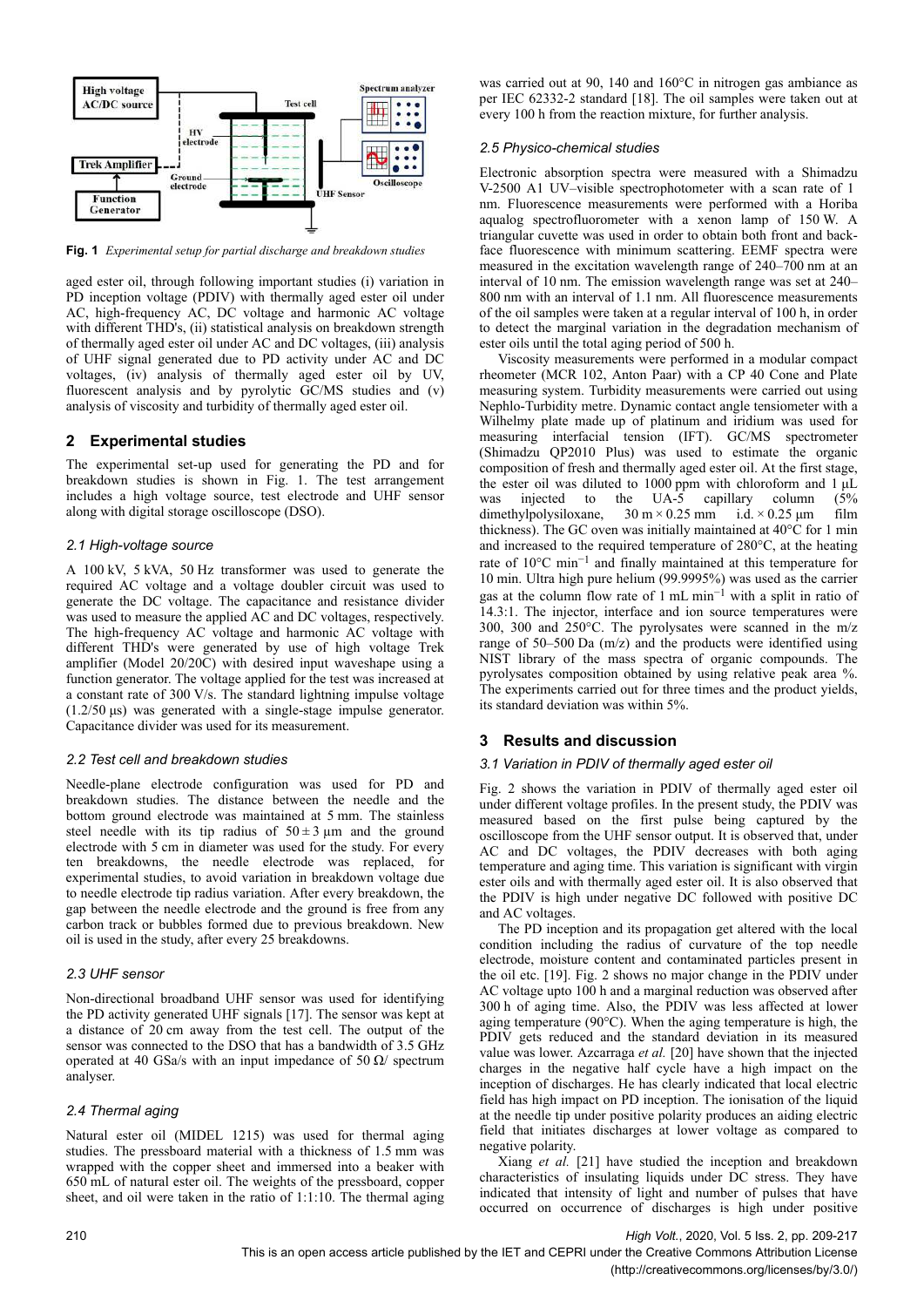Fig. 1 *Experimental setup for partial discharge and breakdown studies*

aged ester oil, through following important studies (i) variation in PD inception voltage (PDIV) with thermally aged ester oil under AC, high-frequency AC, DC voltage and harmonic AC voltage with different THD's, (ii) statistical analysis on breakdown strength of thermally aged ester oil under AC and DC voltages, (iii) analysis of UHF signal generated due to PD activity under AC and DC voltages, (iv) analysis of thermally aged ester oil by UV, fluorescent analysis and by pyrolytic GC/MS studies and (v) analysis of viscosity and turbidity of thermally aged ester oil.

## 2 Experimental studies

The experimental set-up used for generating the PD and for breakdown studies is shown in Fig. 1. The test arrangement includes a high voltage source, test electrode and UHF sensor along with digital storage oscilloscope (DSO).

### 2.1 High-voltage source

A 100 kV, 5 kVA, 50 Hz transformer was used to generate the required AC voltage and a voltage doubler circuit was used to generate the DC voltage. The capacitance and resistance divider was used to measure the applied AC and DC voltages, respectively. The high-frequency AC voltage and harmonic AC voltage with different THD's were generated by use of high voltage Trek amplifier (Model 20/20C) with desired input waveshape using a function generator. The voltage applied for the test was increased at a constant rate of 300 V/s. The standard lightning impulse voltage (1.2/50 µs) was generated with a single-stage impulse generator. Capacitance divider was used for its measurement.

### 2.2 Test cell and breakdown studies

Needle-plane electrode configuration was used for PD and breakdown studies. The distance between the needle and the bottom ground electrode was maintained at 5 mm. The stainless steel needle with its tip radius of $50 \pm 3$ µm and the ground electrode with 5 cm in diameter was used for the study. For every ten breakdowns, the needle electrode was replaced, for experimental studies, to avoid variation in breakdown voltage due to needle electrode tip radius variation. After every breakdown, the gap between the needle electrode and the ground is free from any carbon track or bubbles formed due to previous breakdown. New oil is used in the study, after every 25 breakdowns.

### 2.3 UHF sensor

Non-directional broadband UHF sensor was used for identifying the PD activity generated UHF signals [17]. The sensor was kept at a distance of 20 cm away from the test cell. The output of the sensor was connected to the DSO that has a bandwidth of 3.5 GHz operated at 40 GSa/s with an input impedance of 50 Ω/ spectrum analyser.

### 2.4 Thermal aging

Natural ester oil (MIDEL 1215) was used for thermal aging studies. The pressboard material with a thickness of 1.5 mm was wrapped with the copper sheet and immersed into a beaker with 650 mL of natural ester oil. The weights of the pressboard, copper sheet, and oil were taken in the ratio of 1:1:10. The thermal aging was carried out at 90, 140 and 160°C in nitrogen gas ambiance as per IEC 62332-2 standard [18]. The oil samples were taken out at every 100 h from the reaction mixture, for further analysis.

### 2.5 Physico-chemical studies

Electronic absorption spectra were measured with a Shimadzu V-2500 A1 UV–visible spectrophotometer with a scan rate of 1 nm. Fluorescence measurements were performed with a Horiba aqualog spectrofluorometer with a xenon lamp of 150 W. A triangular cuvette was used in order to obtain both front and back-face fluorescence with minimum scattering. EEMF spectra were measured in the excitation wavelength range of 240–700 nm at an interval of 10 nm. The emission wavelength range was set at 240–800 nm with an interval of 1.1 nm. All fluorescence measurements of the oil samples were taken at a regular interval of 100 h, in order to detect the marginal variation in the degradation mechanism of ester oils until the total aging period of 500 h.

Viscosity measurements were performed in a modular compact rheometer (MCR 102, Anton Paar) with a CP 40 Cone and Plate measuring system. Turbidity measurements were carried out using Nephlo-Turbidity metre. Dynamic contact angle tensiometer with a Wilhelmy plate made up of platinum and iridium was used for measuring interfacial tension (IFT). GC/MS spectrometer (Shimadzu QP2010 Plus) was used to estimate the organic composition of fresh and thermally aged ester oil. At the first stage, the ester oil was diluted to 1000 ppm with chloroform and 1 µL was injected to the UA-5 capillary column (5% dimethylpolysiloxane, 30 m × 0.25 mm i.d. × 0.25 µm film thickness). The GC oven was initially maintained at 40°C for 1 min and increased to the required temperature of 280°C, at the heating rate of 10°C min$^{-1}$ and finally maintained at this temperature for 10 min. Ultra high pure helium (99.9995%) was used as the carrier gas at the column flow rate of 1 mL min$^{-1}$ with a split in ratio of 14.3:1. The injector, interface and ion source temperatures were 300, 300 and 250°C. The pyrolysates were scanned in the m/z range of 50–500 Da (m/z) and the products were identified using NIST library of the mass spectra of organic compounds. The pyrolysates composition obtained by using relative peak area %. The experiments carried out for three times and the product yields, its standard deviation was within 5%.

## 3 Results and discussion

### 3.1 Variation in PDIV of thermally aged ester oil

Fig. 2 shows the variation in PDIV of thermally aged ester oil under different voltage profiles. In the present study, the PDIV was measured based on the first pulse being captured by the oscilloscope from the UHF sensor output. It is observed that, under AC and DC voltages, the PDIV decreases with both aging temperature and aging time. This variation is significant with virgin ester oils and with thermally aged ester oil. It is also observed that the PDIV is high under negative DC followed with positive DC and AC voltages.

The PD inception and its propagation get altered with the local condition including the radius of curvature of the top needle electrode, moisture content and contaminated particles present in the oil etc. [19]. Fig. 2 shows no major change in the PDIV under AC voltage upto 100 h and a marginal reduction was observed after 300 h of aging time. Also, the PDIV was less affected at lower aging temperature (90°C). When the aging temperature is high, the PDIV gets reduced and the standard deviation in its measured value was lower. Azcarraga *et al.* [20] have shown that the injected charges in the negative half cycle have a high impact on the inception of discharges. He has clearly indicated that local electric field has high impact on PD inception. The ionisation of the liquid at the needle tip under positive polarity produces an aiding electric field that initiates discharges at lower voltage as compared to negative polarity.

Xiang *et al.* [21] have studied the inception and breakdown characteristics of insulating liquids under DC stress. They have indicated that intensity of light and number of pulses that have occurred on occurrence of discharges is high under positive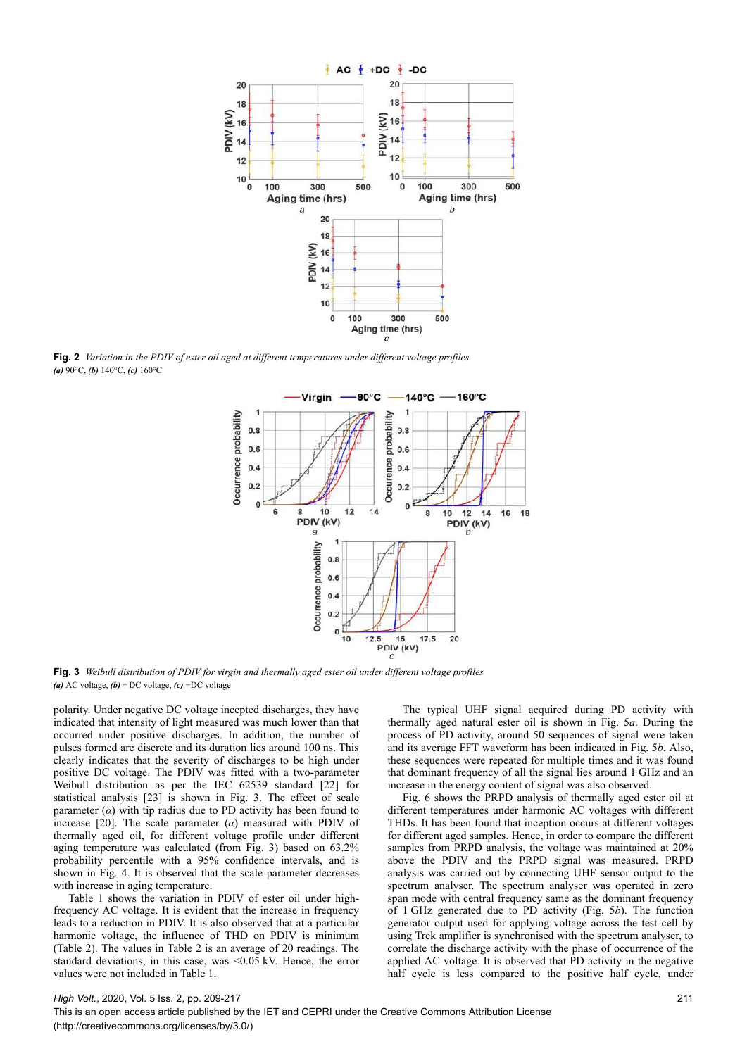Fig. 2 *Variation in the PDIV of ester oil aged at different temperatures under different voltage profiles*
***(a)*** 90°C, ***(b)*** 140°C, ***(c)*** 160°C

Fig. 3 *Weibull distribution of PDIV for virgin and thermally aged ester oil under different voltage profiles*
***(a)*** AC voltage, ***(b)*** + DC voltage, ***(c)*** −DC voltage

polarity. Under negative DC voltage incepted discharges, they have indicated that intensity of light measured was much lower than that occurred under positive discharges. In addition, the number of pulses formed are discrete and its duration lies around 100 ns. This clearly indicates that the severity of discharges to be high under positive DC voltage. The PDIV was fitted with a two-parameter Weibull distribution as per the IEC 62539 standard [22] for statistical analysis [23] is shown in Fig. 3. The effect of scale parameter ($\alpha$) with tip radius due to PD activity has been found to increase [20]. The scale parameter ($\alpha$) measured with PDIV of thermally aged oil, for different voltage profile under different aging temperature was calculated (from Fig. 3) based on 63.2% probability percentile with a 95% confidence intervals, and is shown in Fig. 4. It is observed that the scale parameter decreases with increase in aging temperature.

Table 1 shows the variation in PDIV of ester oil under high-frequency AC voltage. It is evident that the increase in frequency leads to a reduction in PDIV. It is also observed that at a particular harmonic voltage, the influence of THD on PDIV is minimum (Table 2). The values in Table 2 is an average of 20 readings. The standard deviations, in this case, was <0.05 kV. Hence, the error values were not included in Table 1.

The typical UHF signal acquired during PD activity with thermally aged natural ester oil is shown in Fig. 5*a*. During the process of PD activity, around 50 sequences of signal were taken and its average FFT waveform has been indicated in Fig. 5*b*. Also, these sequences were repeated for multiple times and it was found that dominant frequency of all the signal lies around 1 GHz and an increase in the energy content of signal was also observed.

Fig. 6 shows the PRPD analysis of thermally aged ester oil at different temperatures under harmonic AC voltages with different THDs. It has been found that inception occurs at different voltages for different aged samples. Hence, in order to compare the different samples from PRPD analysis, the voltage was maintained at 20% above the PDIV and the PRPD signal was measured. PRPD analysis was carried out by connecting UHF sensor output to the spectrum analyser. The spectrum analyser was operated in zero span mode with central frequency same as the dominant frequency of 1 GHz generated due to PD activity (Fig. 5*b*). The function generator output used for applying voltage across the test cell by using Trek amplifier is synchronised with the spectrum analyser, to correlate the discharge activity with the phase of occurrence of the applied AC voltage. It is observed that PD activity in the negative half cycle is less compared to the positive half cycle, under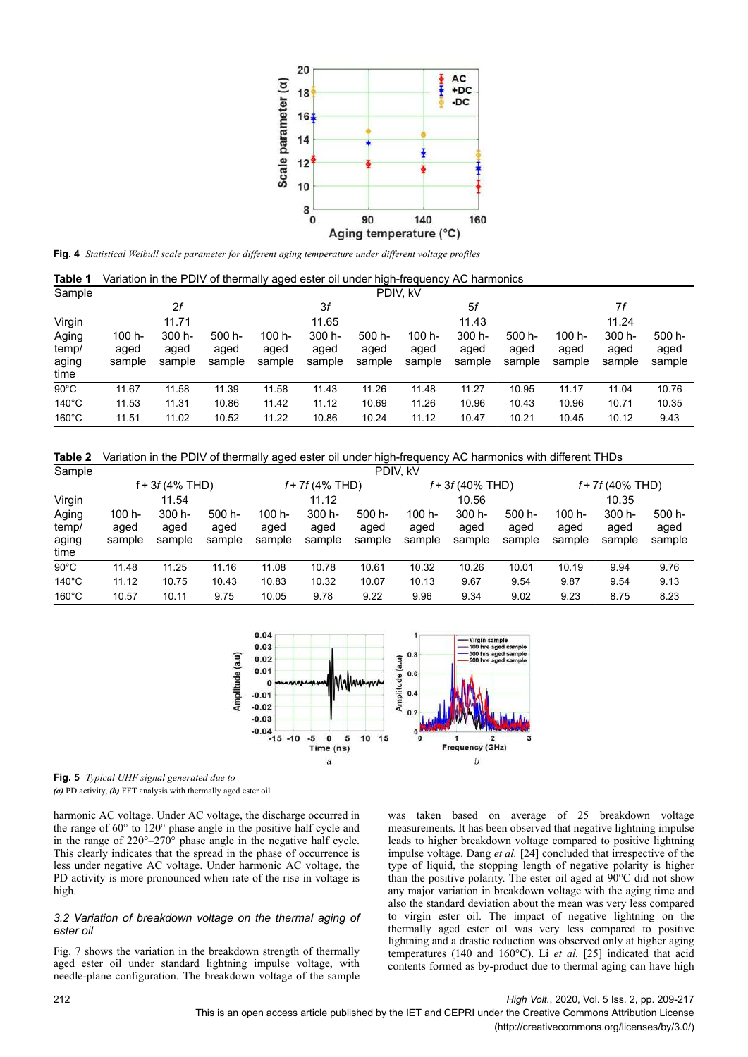**Fig. 4** *Statistical Weibull scale parameter for different aging temperature under different voltage profiles*

**Table 1** Variation in the PDIV of thermally aged ester oil under high-frequency AC harmonics

| Sample | PDIV, kV | | | | | | | | | | | |
|---|---|---|---|---|---|---|---|---|---|---|---|---|
| | 2*f* | | | 3*f* | | | 5*f* | | | 7*f* | | |
| Virgin | 11.71 | | | 11.65 | | | 11.43 | | | 11.24 | | |
| Aging temp/ aging time | 100 h-aged sample | 300 h-aged sample | 500 h-aged sample | 100 h-aged sample | 300 h-aged sample | 500 h-aged sample | 100 h-aged sample | 300 h-aged sample | 500 h-aged sample | 100 h-aged sample | 300 h-aged sample | 500 h-aged sample |
| 90°C | 11.67 | 11.58 | 11.39 | 11.58 | 11.43 | 11.26 | 11.48 | 11.27 | 10.95 | 11.17 | 11.04 | 10.76 |
| 140°C | 11.53 | 11.31 | 10.86 | 11.42 | 11.12 | 10.69 | 11.26 | 10.96 | 10.43 | 10.96 | 10.71 | 10.35 |
| 160°C | 11.51 | 11.02 | 10.52 | 11.22 | 10.86 | 10.24 | 11.12 | 10.47 | 10.21 | 10.45 | 10.12 | 9.43 |

**Table 2** Variation in the PDIV of thermally aged ester oil under high-frequency AC harmonics with different THDs

| Sample | PDIV, kV | | | | | | | | | | | |
|---|---|---|---|---|---|---|---|---|---|---|---|---|
| | f + 3*f* (4% THD) | | | *f* + 7*f* (4% THD) | | | *f* + 3*f* (40% THD) | | | *f* + 7*f* (40% THD) | | |
| Virgin | 11.54 | | | 11.12 | | | 10.56 | | | 10.35 | | |
| Aging temp/ aging time | 100 h-aged sample | 300 h-aged sample | 500 h-aged sample | 100 h-aged sample | 300 h-aged sample | 500 h-aged sample | 100 h-aged sample | 300 h-aged sample | 500 h-aged sample | 100 h-aged sample | 300 h-aged sample | 500 h-aged sample |
| 90°C | 11.48 | 11.25 | 11.16 | 11.08 | 10.78 | 10.61 | 10.32 | 10.26 | 10.01 | 10.19 | 9.94 | 9.76 |
| 140°C | 11.12 | 10.75 | 10.43 | 10.83 | 10.32 | 10.07 | 10.13 | 9.67 | 9.54 | 9.87 | 9.54 | 9.13 |
| 160°C | 10.57 | 10.11 | 9.75 | 10.05 | 9.78 | 9.22 | 9.96 | 9.34 | 9.02 | 9.23 | 8.75 | 8.23 |

**Fig. 5** *Typical UHF signal generated due to*
***(a)*** *PD activity,* ***(b)*** *FFT analysis with thermally aged ester oil*

harmonic AC voltage. Under AC voltage, the discharge occurred in the range of 60° to 120° phase angle in the positive half cycle and in the range of 220°–270° phase angle in the negative half cycle. This clearly indicates that the spread in the phase of occurrence is less under negative AC voltage. Under harmonic AC voltage, the PD activity is more pronounced when rate of the rise in voltage is high.

### 3.2 Variation of breakdown voltage on the thermal aging of ester oil

Fig. 7 shows the variation in the breakdown strength of thermally aged ester oil under standard lightning impulse voltage, with needle-plane configuration. The breakdown voltage of the sample was taken based on average of 25 breakdown voltage measurements. It has been observed that negative lightning impulse leads to higher breakdown voltage compared to positive lightning impulse voltage. Dang *et al.* [24] concluded that irrespective of the type of liquid, the stopping length of negative polarity is higher than the positive polarity. The ester oil aged at 90°C did not show any major variation in breakdown voltage with the aging time and also the standard deviation about the mean was very less compared to virgin ester oil. The impact of negative lightning on the thermally aged ester oil was very less compared to positive lightning and a drastic reduction was observed only at higher aging temperatures (140 and 160°C). Li *et al.* [25] indicated that acid contents formed as by-product due to thermal aging can have high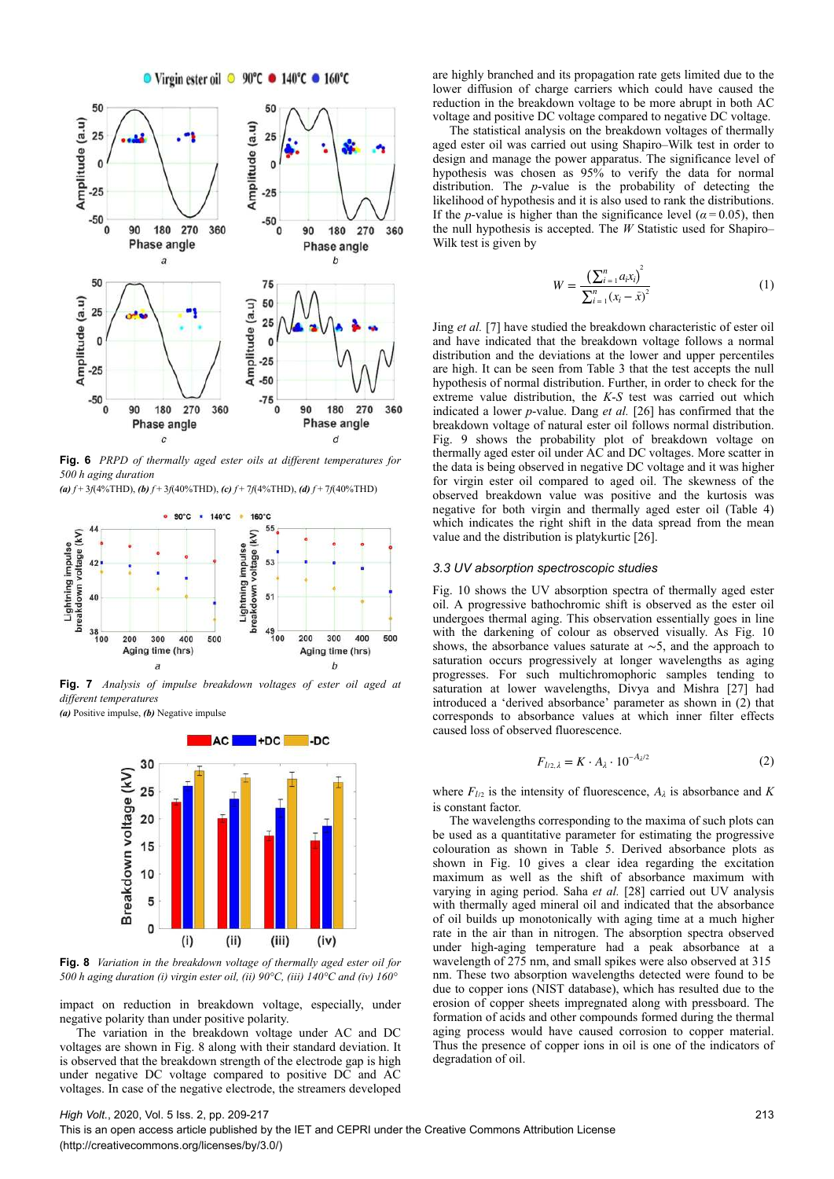**Fig. 6** *PRPD of thermally aged ester oils at different temperatures for 500 h aging duration*
***(a)*** *f* + 3*f*(4%THD), ***(b)*** *f* + 3*f*(40%THD), ***(c)*** *f* + 7*f*(4%THD), ***(d)*** *f* + 7*f*(40%THD)

**Fig. 7** *Analysis of impulse breakdown voltages of ester oil aged at different temperatures*
***(a)*** Positive impulse, ***(b)*** Negative impulse

**Fig. 8** *Variation in the breakdown voltage of thermally aged ester oil for 500 h aging duration (i) virgin ester oil, (ii) 90°C, (iii) 140°C and (iv) 160°*

impact on reduction in breakdown voltage, especially, under negative polarity than under positive polarity.

The variation in the breakdown voltage under AC and DC voltages are shown in Fig. 8 along with their standard deviation. It is observed that the breakdown strength of the electrode gap is high under negative DC voltage compared to positive DC and AC voltages. In case of the negative electrode, the streamers developed are highly branched and its propagation rate gets limited due to the lower diffusion of charge carriers which could have caused the reduction in the breakdown voltage to be more abrupt in both AC voltage and positive DC voltage compared to negative DC voltage.

The statistical analysis on the breakdown voltages of thermally aged ester oil was carried out using Shapiro–Wilk test in order to design and manage the power apparatus. The significance level of hypothesis was chosen as 95% to verify the data for normal distribution. The *p*-value is the probability of detecting the likelihood of hypothesis and it is also used to rank the distributions. If the *p*-value is higher than the significance level ($\alpha = 0.05$), then the null hypothesis is accepted. The *W* Statistic used for Shapiro–Wilk test is given by

$$W = \frac{\left(\sum_{i=1}^{n} a_i x_i\right)^2}{\sum_{i=1}^{n} (x_i - \bar{x})^2} \tag{1}$$

Jing *et al.* [7] have studied the breakdown characteristic of ester oil and have indicated that the breakdown voltage follows a normal distribution and the deviations at the lower and upper percentiles are high. It can be seen from Table 3 that the test accepts the null hypothesis of normal distribution. Further, in order to check for the extreme value distribution, the *K-S* test was carried out which indicated a lower *p*-value. Dang *et al.* [26] has confirmed that the breakdown voltage of natural ester oil follows normal distribution. Fig. 9 shows the probability plot of breakdown voltage on thermally aged ester oil under AC and DC voltages. More scatter in the data is being observed in negative DC voltage and it was higher for virgin ester oil compared to aged oil. The skewness of the observed breakdown value was positive and the kurtosis was negative for both virgin and thermally aged ester oil (Table 4) which indicates the right shift in the data spread from the mean value and the distribution is platykurtic [26].

### *3.3 UV absorption spectroscopic studies*

Fig. 10 shows the UV absorption spectra of thermally aged ester oil. A progressive bathochromic shift is observed as the ester oil undergoes thermal aging. This observation essentially goes in line with the darkening of colour as observed visually. As Fig. 10 shows, the absorbance values saturate at ∼5, and the approach to saturation occurs progressively at longer wavelengths as aging progresses. For such multichromophoric samples tending to saturation at lower wavelengths, Divya and Mishra [27] had introduced a 'derived absorbance' parameter as shown in (2) that corresponds to absorbance values at which inner filter effects caused loss of observed fluorescence.

$$F_{I/2,\lambda} = K \cdot A_\lambda \cdot 10^{-A_\lambda/2} \tag{2}$$

where $F_{I/2}$ is the intensity of fluorescence, $A_\lambda$ is absorbance and *K* is constant factor.

The wavelengths corresponding to the maxima of such plots can be used as a quantitative parameter for estimating the progressive colouration as shown in Table 5. Derived absorbance plots as shown in Fig. 10 gives a clear idea regarding the excitation maximum as well as the shift of absorbance maximum with varying in aging period. Saha *et al.* [28] carried out UV analysis with thermally aged mineral oil and indicated that the absorbance of oil builds up monotonically with aging time at a much higher rate in the air than in nitrogen. The absorption spectra observed under high-aging temperature had a peak absorbance at a wavelength of 275 nm, and small spikes were also observed at 315 nm. These two absorption wavelengths detected were found to be due to copper ions (NIST database), which has resulted due to the erosion of copper sheets impregnated along with pressboard. The formation of acids and other compounds formed during the thermal aging process would have caused corrosion to copper material. Thus the presence of copper ions in oil is one of the indicators of degradation of oil.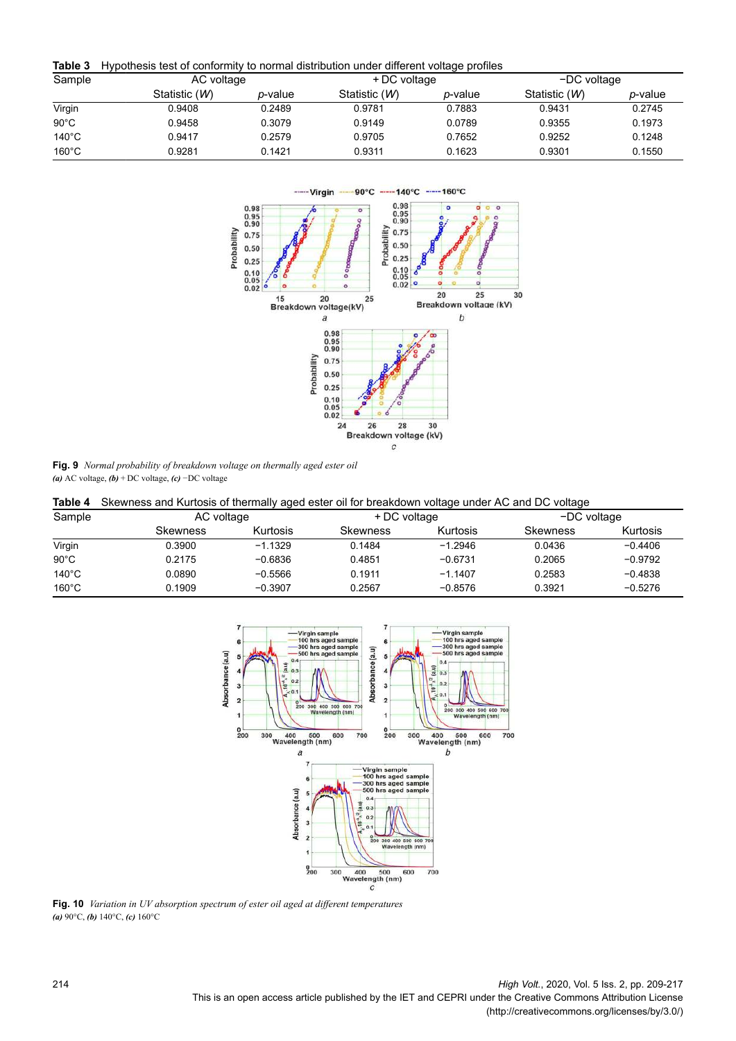**Table 3** Hypothesis test of conformity to normal distribution under different voltage profiles

| Sample | AC voltage | | + DC voltage | | −DC voltage | |
|---|---|---|---|---|---|---|
| | Statistic (*W*) | *p*-value | Statistic (*W*) | *p*-value | Statistic (*W*) | *p*-value |
| Virgin | 0.9408 | 0.2489 | 0.9781 | 0.7883 | 0.9431 | 0.2745 |
| 90°C | 0.9458 | 0.3079 | 0.9149 | 0.0789 | 0.9355 | 0.1973 |
| 140°C | 0.9417 | 0.2579 | 0.9705 | 0.7652 | 0.9252 | 0.1248 |
| 160°C | 0.9281 | 0.1421 | 0.9311 | 0.1623 | 0.9301 | 0.1550 |

**Fig. 9** *Normal probability of breakdown voltage on thermally aged ester oil*
***(a)*** AC voltage, ***(b)*** + DC voltage, ***(c)*** −DC voltage

**Table 4** Skewness and Kurtosis of thermally aged ester oil for breakdown voltage under AC and DC voltage

| Sample | AC voltage | | + DC voltage | | −DC voltage | |
|---|---|---|---|---|---|---|
| | Skewness | Kurtosis | Skewness | Kurtosis | Skewness | Kurtosis |
| Virgin | 0.3900 | −1.1329 | 0.1484 | −1.2946 | 0.0436 | −0.4406 |
| 90°C | 0.2175 | −0.6836 | 0.4851 | −0.6731 | 0.2065 | −0.9792 |
| 140°C | 0.0890 | −0.5566 | 0.1911 | −1.1407 | 0.2583 | −0.4838 |
| 160°C | 0.1909 | −0.3907 | 0.2567 | −0.8576 | 0.3921 | −0.5276 |

**Fig. 10** *Variation in UV absorption spectrum of ester oil aged at different temperatures*
***(a)*** 90°C, ***(b)*** 140°C, ***(c)*** 160°C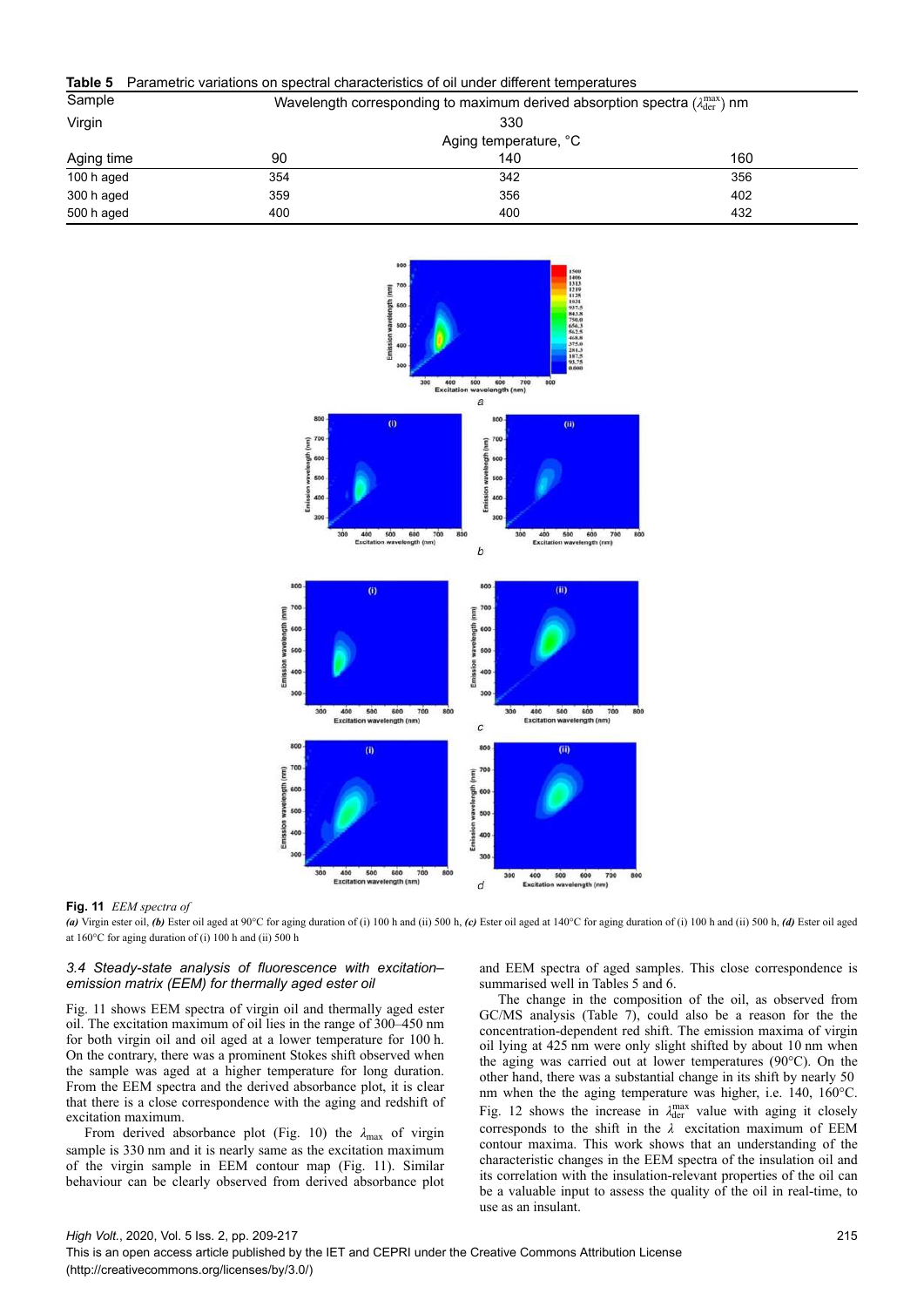**Table 5** Parametric variations on spectral characteristics of oil under different temperatures

| Sample | Wavelength corresponding to maximum derived absorption spectra ($\lambda_{der}^{max}$) nm | |
|---|---|---|
| Virgin | 330 | |
| | Aging temperature, °C | |
| Aging time | 90 | 140 | 160 |
| 100 h aged | 354 | 342 | 356 |
| 300 h aged | 359 | 356 | 402 |
| 500 h aged | 400 | 400 | 432 |

**Fig. 11** *EEM spectra of*

***(a)*** Virgin ester oil, ***(b)*** Ester oil aged at 90°C for aging duration of (i) 100 h and (ii) 500 h, ***(c)*** Ester oil aged at 140°C for aging duration of (i) 100 h and (ii) 500 h, ***(d)*** Ester oil aged at 160°C for aging duration of (i) 100 h and (ii) 500 h

### *3.4 Steady-state analysis of fluorescence with excitation–emission matrix (EEM) for thermally aged ester oil*

Fig. 11 shows EEM spectra of virgin oil and thermally aged ester oil. The excitation maximum of oil lies in the range of 300–450 nm for both virgin oil and oil aged at a lower temperature for 100 h. On the contrary, there was a prominent Stokes shift observed when the sample was aged at a higher temperature for long duration. From the EEM spectra and the derived absorbance plot, it is clear that there is a close correspondence with the aging and redshift of excitation maximum.

From derived absorbance plot (Fig. 10) the $\lambda_{max}$ of virgin sample is 330 nm and it is nearly same as the excitation maximum of the virgin sample in EEM contour map (Fig. 11). Similar behaviour can be clearly observed from derived absorbance plot and EEM spectra of aged samples. This close correspondence is summarised well in Tables 5 and 6.

The change in the composition of the oil, as observed from GC/MS analysis (Table 7), could also be a reason for the the concentration-dependent red shift. The emission maxima of virgin oil lying at 425 nm were only slight shifted by about 10 nm when the aging was carried out at lower temperatures (90°C). On the other hand, there was a substantial change in its shift by nearly 50 nm when the the aging temperature was higher, i.e. 140, 160°C. Fig. 12 shows the increase in $\lambda_{der}^{max}$ value with aging it closely corresponds to the shift in the $\lambda$ excitation maximum of EEM contour maxima. This work shows that an understanding of the characteristic changes in the EEM spectra of the insulation oil and its correlation with the insulation-relevant properties of the oil can be a valuable input to assess the quality of the oil in real-time, to use as an insulant.

This is an open access article published by the IET and CEPRI under the Creative Commons Attribution License (http://creativecommons.org/licenses/by/3.0/)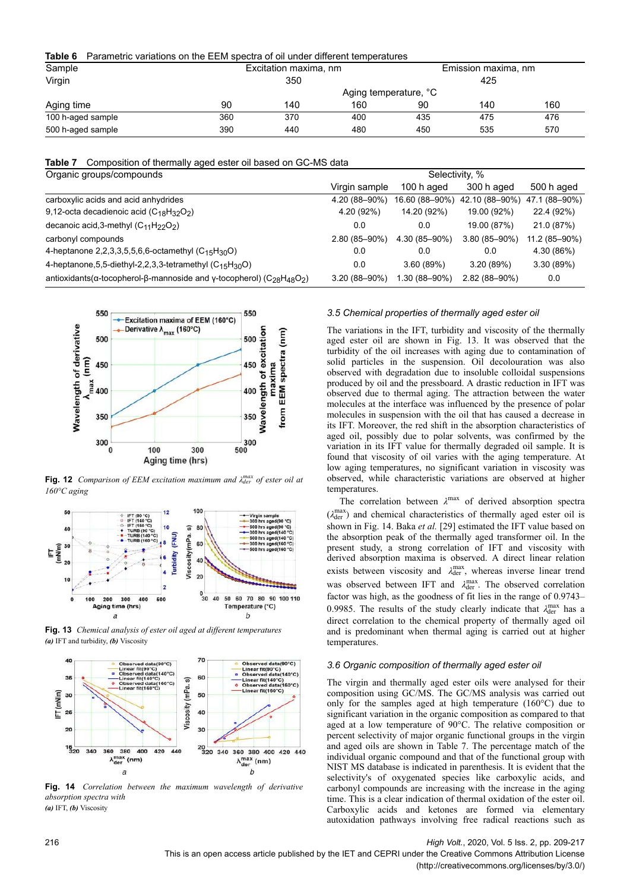**Table 6** Parametric variations on the EEM spectra of oil under different temperatures

| Sample | Excitation maxima, nm | | | Emission maxima, nm | | |
|---|---|---|---|---|---|---|
| Virgin | 350 | | | 425 | | |
| | Aging temperature, °C | | | | | |
| Aging time | 90 | 140 | 160 | 90 | 140 | 160 |
| 100 h-aged sample | 360 | 370 | 400 | 435 | 475 | 476 |
| 500 h-aged sample | 390 | 440 | 480 | 450 | 535 | 570 |

**Table 7** Composition of thermally aged ester oil based on GC-MS data

| Organic groups/compounds | Selectivity, % | | | |
|---|---|---|---|---|
| | Virgin sample | 100 h aged | 300 h aged | 500 h aged |
| carboxylic acids and acid anhydrides | 4.20 (88–90%) | 16.60 (88–90%) | 42.10 (88–90%) | 47.1 (88–90%) |
| 9,12-octa decadienoic acid ($C_{18}H_{32}O_2$) | 4.20 (92%) | 14.20 (92%) | 19.00 (92%) | 22.4 (92%) |
| decanoic acid,3-methyl ($C_{11}H_{22}O_2$) | 0.0 | 0.0 | 19.00 (87%) | 21.0 (87%) |
| carbonyl compounds | 2.80 (85–90%) | 4.30 (85–90%) | 3.80 (85–90%) | 11.2 (85–90%) |
| 4-heptanone 2,2,3,3,5,5,6,6-octamethyl ($C_{15}H_{30}O$) | 0.0 | 0.0 | 0.0 | 4.30 (86%) |
| 4-heptanone,5,5-diethyl-2,2,3,3-tetramethyl ($C_{15}H_{30}O$) | 0.0 | 3.60 (89%) | 3.20 (89%) | 3.30 (89%) |
| antioxidants(α-tocopherol-β-mannoside and γ-tocopherol) ($C_{28}H_{48}O_2$) | 3.20 (88–90%) | 1.30 (88–90%) | 2.82 (88–90%) | 0.0 |

**Fig. 12** *Comparison of EEM excitation maximum and $\lambda_{der}^{max}$ of ester oil at 160°C aging*

**Fig. 13** *Chemical analysis of ester oil aged at different temperatures*
***(a)*** IFT and turbidity, ***(b)*** Viscosity

**Fig. 14** *Correlation between the maximum wavelength of derivative absorption spectra with*
***(a)*** IFT, ***(b)*** Viscosity

### 3.5 Chemical properties of thermally aged ester oil

The variations in the IFT, turbidity and viscosity of the thermally aged ester oil are shown in Fig. 13. It was observed that the turbidity of the oil increases with aging due to contamination of solid particles in the suspension. Oil decolouration was also observed with degradation due to insoluble colloidal suspensions produced by oil and the pressboard. A drastic reduction in IFT was observed due to thermal aging. The attraction between the water molecules at the interface was influenced by the presence of polar molecules in suspension with the oil that has caused a decrease in its IFT. Moreover, the red shift in the absorption characteristics of aged oil, possibly due to polar solvents, was confirmed by the variation in its IFT value for thermally degraded oil sample. It is found that viscosity of oil varies with the aging temperature. At low aging temperatures, no significant variation in viscosity was observed, while characteristic variations are observed at higher temperatures.

The correlation between $\lambda^{max}$ of derived absorption spectra ($\lambda_{der}^{max}$) and chemical characteristics of thermally aged ester oil is shown in Fig. 14. Baka *et al.* [29] estimated the IFT value based on the absorption peak of the thermally aged transformer oil. In the present study, a strong correlation of IFT and viscosity with derived absorption maxima is observed. A direct linear relation exists between viscosity and $\lambda_{der}^{max}$, whereas inverse linear trend was observed between IFT and $\lambda_{der}^{max}$. The observed correlation factor was high, as the goodness of fit lies in the range of 0.9743–0.9985. The results of the study clearly indicate that $\lambda_{der}^{max}$ has a direct correlation to the chemical property of thermally aged oil and is predominant when thermal aging is carried out at higher temperatures.

### 3.6 Organic composition of thermally aged ester oil

The virgin and thermally aged ester oils were analysed for their composition using GC/MS. The GC/MS analysis was carried out only for the samples aged at high temperature (160°C) due to significant variation in the organic composition as compared to that aged at a low temperature of 90°C. The relative composition or percent selectivity of major organic functional groups in the virgin and aged oils are shown in Table 7. The percentage match of the individual organic compound and that of the functional group with NIST MS database is indicated in parenthesis. It is evident that the selectivity's of oxygenated species like carboxylic acids, and carbonyl compounds are increasing with the increase in the aging time. This is a clear indication of thermal oxidation of the ester oil. Carboxylic acids and ketones are formed via elementary autoxidation pathways involving free radical reactions such as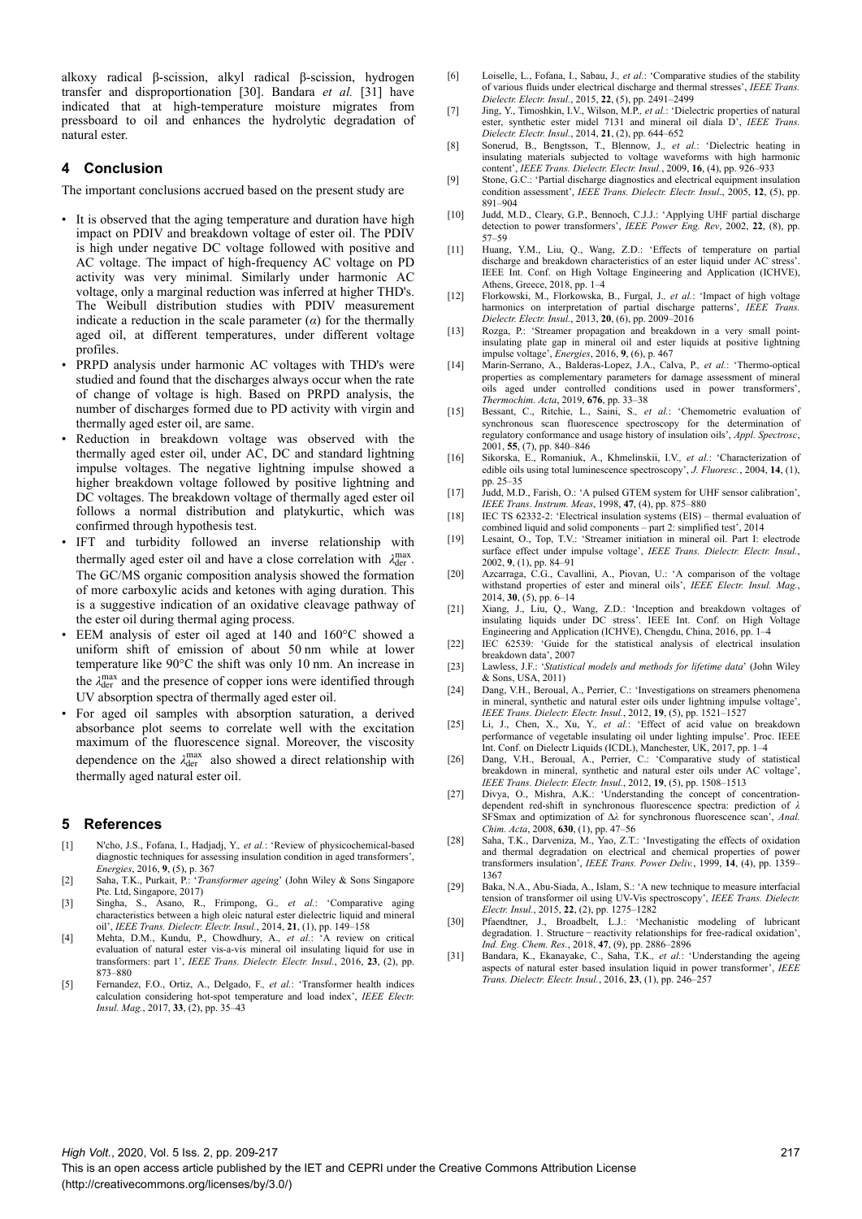alkoxy radical β-scission, alkyl radical β-scission, hydrogen transfer and disproportionation [30]. Bandara *et al.* [31] have indicated that at high-temperature moisture migrates from pressboard to oil and enhances the hydrolytic degradation of natural ester.

## 4 Conclusion

The important conclusions accrued based on the present study are

- It is observed that the aging temperature and duration have high impact on PDIV and breakdown voltage of ester oil. The PDIV is high under negative DC voltage followed with positive and AC voltage. The impact of high-frequency AC voltage on PD activity was very minimal. Similarly under harmonic AC voltage, only a marginal reduction was inferred at higher THD's. The Weibull distribution studies with PDIV measurement indicate a reduction in the scale parameter ($\alpha$) for the thermally aged oil, at different temperatures, under different voltage profiles.
- PRPD analysis under harmonic AC voltages with THD's were studied and found that the discharges always occur when the rate of change of voltage is high. Based on PRPD analysis, the number of discharges formed due to PD activity with virgin and thermally aged ester oil, are same.
- Reduction in breakdown voltage was observed with the thermally aged ester oil, under AC, DC and standard lightning impulse voltages. The negative lightning impulse showed a higher breakdown voltage followed by positive lightning and DC voltages. The breakdown voltage of thermally aged ester oil follows a normal distribution and platykurtic, which was confirmed through hypothesis test.
- IFT and turbidity followed an inverse relationship with thermally aged ester oil and have a close correlation with $\lambda_{\text{der}}^{\max}$. The GC/MS organic composition analysis showed the formation of more carboxylic acids and ketones with aging duration. This is a suggestive indication of an oxidative cleavage pathway of the ester oil during thermal aging process.
- EEM analysis of ester oil aged at 140 and 160°C showed a uniform shift of emission of about 50 nm while at lower temperature like 90°C the shift was only 10 nm. An increase in the $\lambda_{\text{der}}^{\max}$ and the presence of copper ions were identified through UV absorption spectra of thermally aged ester oil.
- For aged oil samples with absorption saturation, a derived absorbance plot seems to correlate well with the excitation maximum of the fluorescence signal. Moreover, the viscosity dependence on the $\lambda_{\text{der}}^{\max}$ also showed a direct relationship with thermally aged natural ester oil.

## 5 References

[1] N'cho, J.S., Fofana, I., Hadjadj, Y., *et al.*: 'Review of physicochemical-based diagnostic techniques for assessing insulation condition in aged transformers', *Energies*, 2016, **9**, (5), p. 367

[2] Saha, T.K., Purkait, P.: '*Transformer ageing*' (John Wiley & Sons Singapore Pte. Ltd, Singapore, 2017)

[3] Singha, S., Asano, R., Frimpong, G., *et al.*: 'Comparative aging characteristics between a high oleic natural ester dielectric liquid and mineral oil', *IEEE Trans. Dielectr. Electr. Insul.*, 2014, **21**, (1), pp. 149–158

[4] Mehta, D.M., Kundu, P., Chowdhury, A., *et al.*: 'A review on critical evaluation of natural ester vis-a-vis mineral oil insulating liquid for use in transformers: part 1', *IEEE Trans. Dielectr. Electr. Insul.*, 2016, **23**, (2), pp. 873–880

[5] Fernandez, F.O., Ortiz, A., Delgado, F., *et al.*: 'Transformer health indices calculation considering hot-spot temperature and load index', *IEEE Electr. Insul. Mag.*, 2017, **33**, (2), pp. 35–43

[6] Loiselle, L., Fofana, I., Sabau, J., *et al.*: 'Comparative studies of the stability of various fluids under electrical discharge and thermal stresses', *IEEE Trans. Dielectr. Electr. Insul.*, 2015, **22**, (5), pp. 2491–2499

[7] Jing, Y., Timoshkin, I.V., Wilson, M.P., *et al.*: 'Dielectric properties of natural ester, synthetic ester midel 7131 and mineral oil diala D', *IEEE Trans. Dielectr. Electr. Insul.*, 2014, **21**, (2), pp. 644–652

[8] Sonerud, B., Bengtsson, T., Blennow, J., *et al.*: 'Dielectric heating in insulating materials subjected to voltage waveforms with high harmonic content', *IEEE Trans. Dielectr. Electr. Insul.*, 2009, **16**, (4), pp. 926–933

[9] Stone, G.C.: 'Partial discharge diagnostics and electrical equipment insulation condition assessment', *IEEE Trans. Dielectr. Electr. Insul.*, 2005, **12**, (5), pp. 891–904

[10] Judd, M.D., Cleary, G.P., Bennoch, C.J.J.: 'Applying UHF partial discharge detection to power transformers', *IEEE Power Eng. Rev*, 2002, **22**, (8), pp. 57–59

[11] Huang, Y.M., Liu, Q., Wang, Z.D.: 'Effects of temperature on partial discharge and breakdown characteristics of an ester liquid under AC stress'. IEEE Int. Conf. on High Voltage Engineering and Application (ICHVE), Athens, Greece, 2018, pp. 1–4

[12] Florkowski, M., Florkowska, B., Furgal, J., *et al.*: 'Impact of high voltage harmonics on interpretation of partial discharge patterns', *IEEE Trans. Dielectr. Electr. Insul.*, 2013, **20**, (6), pp. 2009–2016

[13] Rozga, P.: 'Streamer propagation and breakdown in a very small point-insulating plate gap in mineral oil and ester liquids at positive lightning impulse voltage', *Energies*, 2016, **9**, (6), p. 467

[14] Marin-Serrano, A., Balderas-Lopez, J.A., Calva, P., *et al.*: 'Thermo-optical properties as complementary parameters for damage assessment of mineral oils aged under controlled conditions used in power transformers', *Thermochim. Acta*, 2019, **676**, pp. 33–38

[15] Bessant, C., Ritchie, L., Saini, S., *et al.*: 'Chemometric evaluation of synchronous scan fluorescence spectroscopy for the determination of regulatory conformance and usage history of insulation oils', *Appl. Spectrosc*, 2001, **55**, (7), pp. 840–846

[16] Sikorska, E., Romaniuk, A., Khmelinskii, I.V., *et al.*: 'Characterization of edible oils using total luminescence spectroscopy', *J. Fluoresc.*, 2004, **14**, (1), pp. 25–35

[17] Judd, M.D., Farish, O.: 'A pulsed GTEM system for UHF sensor calibration', *IEEE Trans. Instrum. Meas*, 1998, **47**, (4), pp. 875–880

[18] IEC TS 62332-2: 'Electrical insulation systems (EIS) – thermal evaluation of combined liquid and solid components – part 2: simplified test', 2014

[19] Lesaint, O., Top, T.V.: 'Streamer initiation in mineral oil. Part I: electrode surface effect under impulse voltage', *IEEE Trans. Dielectr. Electr. Insul.*, 2002, **9**, (1), pp. 84–91

[20] Azcarraga, C.G., Cavallini, A., Piovan, U.: 'A comparison of the voltage withstand properties of ester and mineral oils', *IEEE Electr. Insul. Mag.*, 2014, **30**, (5), pp. 6–14

[21] Xiang, J., Liu, Q., Wang, Z.D.: 'Inception and breakdown voltages of insulating liquids under DC stress'. IEEE Int. Conf. on High Voltage Engineering and Application (ICHVE), Chengdu, China, 2016, pp. 1–4

[22] IEC 62539: 'Guide for the statistical analysis of electrical insulation breakdown data', 2007

[23] Lawless, J.F.: '*Statistical models and methods for lifetime data*' (John Wiley & Sons, USA, 2011)

[24] Dang, V.H., Beroual, A., Perrier, C.: 'Investigations on streamers phenomena in mineral, synthetic and natural ester oils under lightning impulse voltage', *IEEE Trans. Dielectr. Electr. Insul.*, 2012, **19**, (5), pp. 1521–1527

[25] Li, J., Chen, X., Xu, Y., *et al.*: 'Effect of acid value on breakdown performance of vegetable insulating oil under lighting impulse'. Proc. IEEE Int. Conf. on Dielectr Liquids (ICDL), Manchester, UK, 2017, pp. 1–4

[26] Dang, V.H., Beroual, A., Perrier, C.: 'Comparative study of statistical breakdown in mineral, synthetic and natural ester oils under AC voltage', *IEEE Trans. Dielectr. Electr. Insul.*, 2012, **19**, (5), pp. 1508–1513

[27] Divya, O., Mishra, A.K.: 'Understanding the concept of concentration-dependent red-shift in synchronous fluorescence spectra: prediction of $\lambda$ SFSmax and optimization of $\Delta\lambda$ for synchronous fluorescence scan', *Anal. Chim. Acta*, 2008, **630**, (1), pp. 47–56

[28] Saha, T.K., Darveniza, M., Yao, Z.T.: 'Investigating the effects of oxidation and thermal degradation on electrical and chemical properties of power transformers insulation', *IEEE Trans. Power Deliv.*, 1999, **14**, (4), pp. 1359–1367

[29] Baka, N.A., Abu-Siada, A., Islam, S.: 'A new technique to measure interfacial tension of transformer oil using UV-Vis spectroscopy', *IEEE Trans. Dielectr. Electr. Insul.*, 2015, **22**, (2), pp. 1275–1282

[30] Pfaendtner, J., Broadbelt, L.J.: 'Mechanistic modeling of lubricant degradation. 1. Structure − reactivity relationships for free-radical oxidation', *Ind. Eng. Chem. Res.*, 2018, **47**, (9), pp. 2886–2896

[31] Bandara, K., Ekanayake, C., Saha, T.K., *et al.*: 'Understanding the ageing aspects of natural ester based insulation liquid in power transformer', *IEEE Trans. Dielectr. Electr. Insul.*, 2016, **23**, (1), pp. 246–257

This is an open access article published by the IET and CEPRI under the Creative Commons Attribution License (http://creativecommons.org/licenses/by/3.0/)